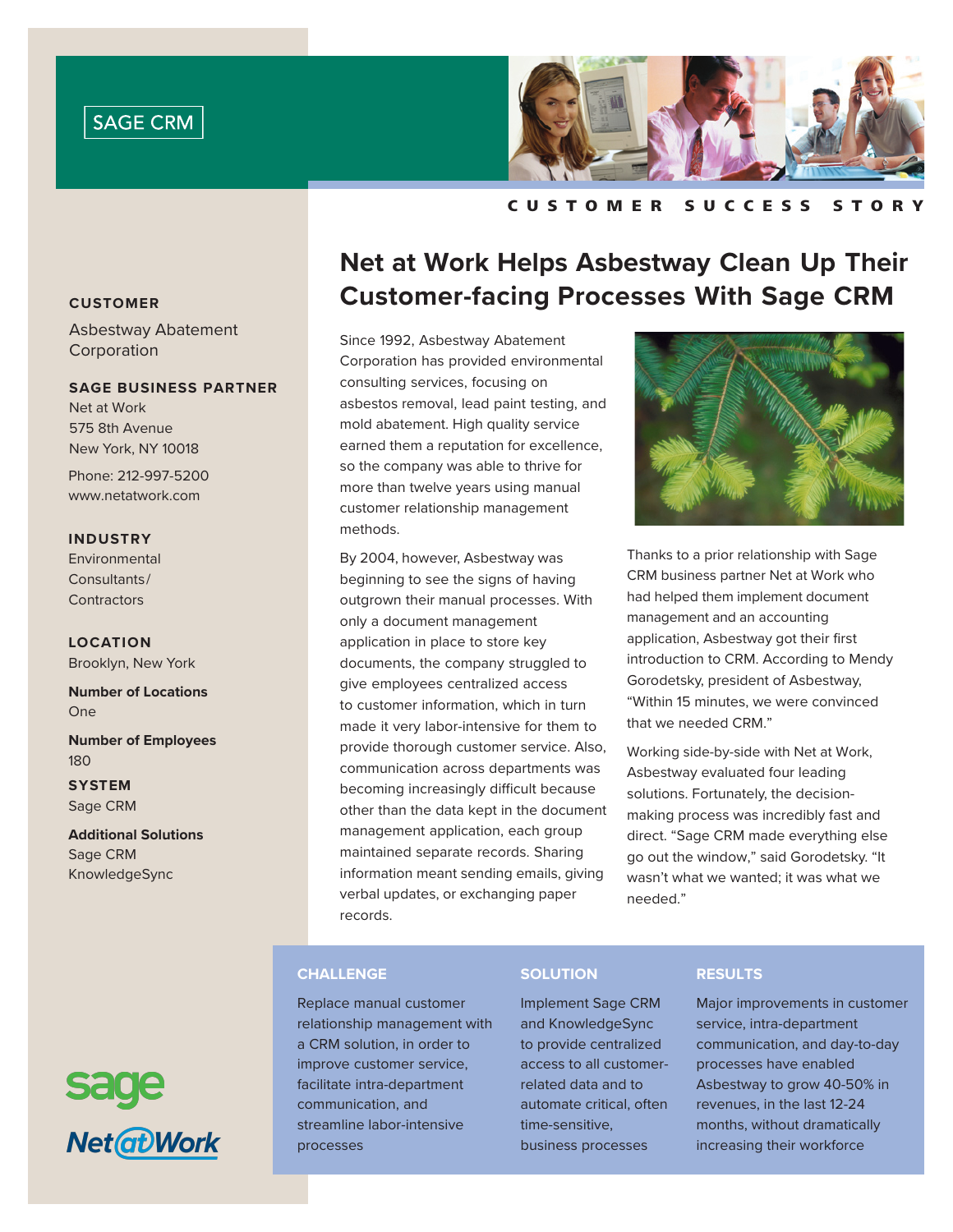SAGE CRM

CUSTOMER SUCCESS STORY

# Net at Work Helps Asbestway Clean Up Their Customer-facing Processes With Sage CRM

**CUSTOMER**

Asbestway Abatement Corporation

**SAGE BUSINESS PARTNER**

Net at Work
575 8th Avenue
New York, NY 10018

Phone: 212-997-5200
www.netatwork.com

**INDUSTRY**

Environmental Consultants/Contractors

**LOCATION**

Brooklyn, New York

**Number of Locations**

One

**Number of Employees**

180

**SYSTEM**

Sage CRM

**Additional Solutions**

Sage CRM
KnowledgeSync

Since 1992, Asbestway Abatement Corporation has provided environmental consulting services, focusing on asbestos removal, lead paint testing, and mold abatement. High quality service earned them a reputation for excellence, so the company was able to thrive for more than twelve years using manual customer relationship management methods.

By 2004, however, Asbestway was beginning to see the signs of having outgrown their manual processes. With only a document management application in place to store key documents, the company struggled to give employees centralized access to customer information, which in turn made it very labor-intensive for them to provide thorough customer service. Also, communication across departments was becoming increasingly difficult because other than the data kept in the document management application, each group maintained separate records. Sharing information meant sending emails, giving verbal updates, or exchanging paper records.

Thanks to a prior relationship with Sage CRM business partner Net at Work who had helped them implement document management and an accounting application, Asbestway got their first introduction to CRM. According to Mendy Gorodetsky, president of Asbestway, "Within 15 minutes, we were convinced that we needed CRM."

Working side-by-side with Net at Work, Asbestway evaluated four leading solutions. Fortunately, the decision-making process was incredibly fast and direct. "Sage CRM made everything else go out the window," said Gorodetsky. "It wasn't what we wanted; it was what we needed."

**CHALLENGE**

Replace manual customer relationship management with a CRM solution, in order to improve customer service, facilitate intra-department communication, and streamline labor-intensive processes

**SOLUTION**

Implement Sage CRM and KnowledgeSync to provide centralized access to all customer-related data and to automate critical, often time-sensitive, business processes

**RESULTS**

Major improvements in customer service, intra-department communication, and day-to-day processes have enabled Asbestway to grow 40-50% in revenues, in the last 12-24 months, without dramatically increasing their workforce

sage

Net@Work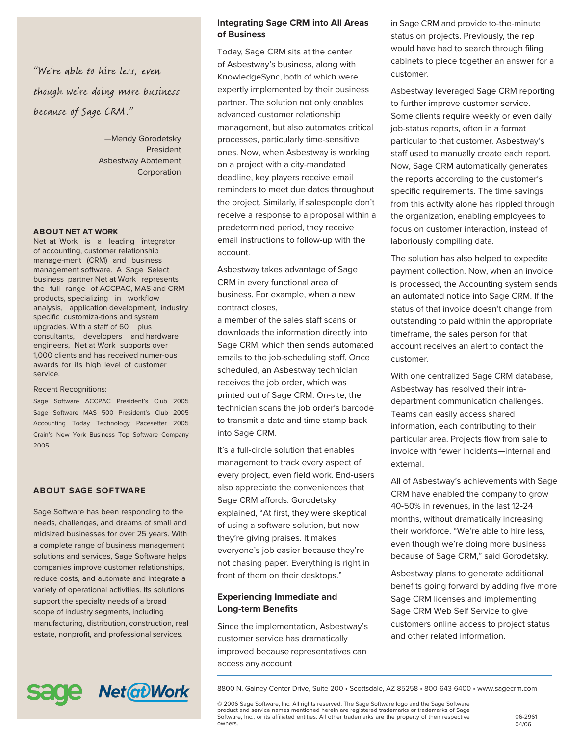*"We're able to hire less, even though we're doing more business because of Sage CRM."*

—Mendy Gorodetsky
President
Asbestway Abatement Corporation

**ABOUT NET AT WORK**

Net at Work is a leading integrator of accounting, customer relationship manage-ment (CRM) and business management software. A Sage Select business partner Net at Work represents the full range of ACCPAC, MAS and CRM products, specializing in workflow analysis, application development, industry specific customiza-tions and system upgrades. With a staff of 60 plus consultants, developers and hardware engineers, Net at Work supports over 1,000 clients and has received numer-ous awards for its high level of customer service.

Recent Recognitions:

Sage Software ACCPAC President's Club 2005
Sage Software MAS 500 President's Club 2005
Accounting Today Technology Pacesetter 2005
Crain's New York Business Top Software Company 2005

**ABOUT SAGE SOFTWARE**

Sage Software has been responding to the needs, challenges, and dreams of small and midsized businesses for over 25 years. With a complete range of business management solutions and services, Sage Software helps companies improve customer relationships, reduce costs, and automate and integrate a variety of operational activities. Its solutions support the specialty needs of a broad scope of industry segments, including manufacturing, distribution, construction, real estate, nonprofit, and professional services.

## Integrating Sage CRM into All Areas of Business

Today, Sage CRM sits at the center of Asbestway's business, along with KnowledgeSync, both of which were expertly implemented by their business partner. The solution not only enables advanced customer relationship management, but also automates critical processes, particularly time-sensitive ones. Now, when Asbestway is working on a project with a city-mandated deadline, key players receive email reminders to meet due dates throughout the project. Similarly, if salespeople don't receive a response to a proposal within a predetermined period, they receive email instructions to follow-up with the account.

Asbestway takes advantage of Sage CRM in every functional area of business. For example, when a new contract closes,
a member of the sales staff scans or downloads the information directly into Sage CRM, which then sends automated emails to the job-scheduling staff. Once scheduled, an Asbestway technician receives the job order, which was printed out of Sage CRM. On-site, the technician scans the job order's barcode to transmit a date and time stamp back into Sage CRM.

It's a full-circle solution that enables management to track every aspect of every project, even field work. End-users also appreciate the conveniences that Sage CRM affords. Gorodetsky explained, "At first, they were skeptical of using a software solution, but now they're giving praises. It makes everyone's job easier because they're not chasing paper. Everything is right in front of them on their desktops."

## Experiencing Immediate and Long-term Benefits

Since the implementation, Asbestway's customer service has dramatically improved because representatives can access any account in Sage CRM and provide to-the-minute status on projects. Previously, the rep would have had to search through filing cabinets to piece together an answer for a customer.

Asbestway leveraged Sage CRM reporting to further improve customer service. Some clients require weekly or even daily job-status reports, often in a format particular to that customer. Asbestway's staff used to manually create each report. Now, Sage CRM automatically generates the reports according to the customer's specific requirements. The time savings from this activity alone has rippled through the organization, enabling employees to focus on customer interaction, instead of laboriously compiling data.

The solution has also helped to expedite payment collection. Now, when an invoice is processed, the Accounting system sends an automated notice into Sage CRM. If the status of that invoice doesn't change from outstanding to paid within the appropriate timeframe, the sales person for that account receives an alert to contact the customer.

With one centralized Sage CRM database, Asbestway has resolved their intra-department communication challenges. Teams can easily access shared information, each contributing to their particular area. Projects flow from sale to invoice with fewer incidents—internal and external.

All of Asbestway's achievements with Sage CRM have enabled the company to grow 40-50% in revenues, in the last 12-24 months, without dramatically increasing their workforce. "We're able to hire less, even though we're doing more business because of Sage CRM," said Gorodetsky.

Asbestway plans to generate additional benefits going forward by adding five more Sage CRM licenses and implementing Sage CRM Web Self Service to give customers online access to project status and other related information.

sage Net@Work

8800 N. Gainey Center Drive, Suite 200 • Scottsdale, AZ 85258 • 800-643-6400 • www.sagecrm.com

© 2006 Sage Software, Inc. All rights reserved. The Sage Software logo and the Sage Software product and service names mentioned herein are registered trademarks or trademarks of Sage Software, Inc., or its affiliated entities. All other trademarks are the property of their respective owners.

06-2961
04/06